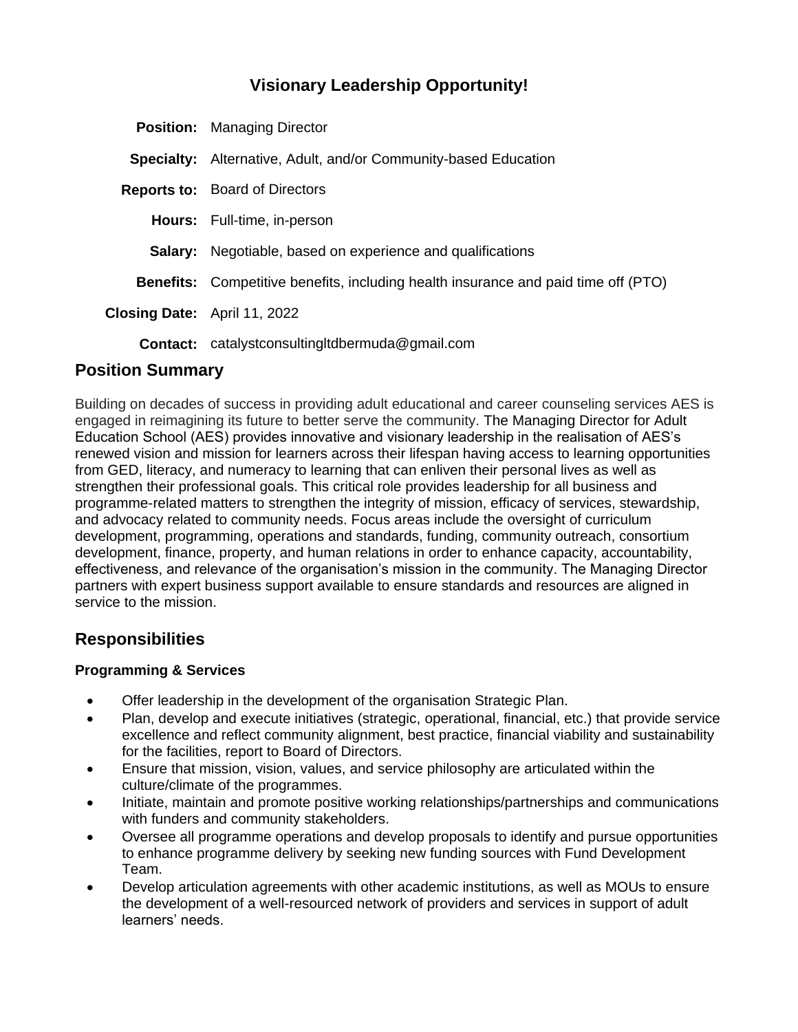# Visionary Leadership Opportunity!

**Position:** Managing Director

**Specialty:** Alternative, Adult, and/or Community-based Education

**Reports to:** Board of Directors

**Hours:** Full-time, in-person

**Salary:** Negotiable, based on experience and qualifications

**Benefits:** Competitive benefits, including health insurance and paid time off (PTO)

**Closing Date:** April 11, 2022

**Contact:** catalystconsultingltdbermuda@gmail.com

## Position Summary

Building on decades of success in providing adult educational and career counseling services AES is engaged in reimagining its future to better serve the community. The Managing Director for Adult Education School (AES) provides innovative and visionary leadership in the realisation of AES's renewed vision and mission for learners across their lifespan having access to learning opportunities from GED, literacy, and numeracy to learning that can enliven their personal lives as well as strengthen their professional goals. This critical role provides leadership for all business and programme-related matters to strengthen the integrity of mission, efficacy of services, stewardship, and advocacy related to community needs. Focus areas include the oversight of curriculum development, programming, operations and standards, funding, community outreach, consortium development, finance, property, and human relations in order to enhance capacity, accountability, effectiveness, and relevance of the organisation's mission in the community. The Managing Director partners with expert business support available to ensure standards and resources are aligned in service to the mission.

## Responsibilities

### Programming & Services

- Offer leadership in the development of the organisation Strategic Plan.
- Plan, develop and execute initiatives (strategic, operational, financial, etc.) that provide service excellence and reflect community alignment, best practice, financial viability and sustainability for the facilities, report to Board of Directors.
- Ensure that mission, vision, values, and service philosophy are articulated within the culture/climate of the programmes.
- Initiate, maintain and promote positive working relationships/partnerships and communications with funders and community stakeholders.
- Oversee all programme operations and develop proposals to identify and pursue opportunities to enhance programme delivery by seeking new funding sources with Fund Development Team.
- Develop articulation agreements with other academic institutions, as well as MOUs to ensure the development of a well-resourced network of providers and services in support of adult learners' needs.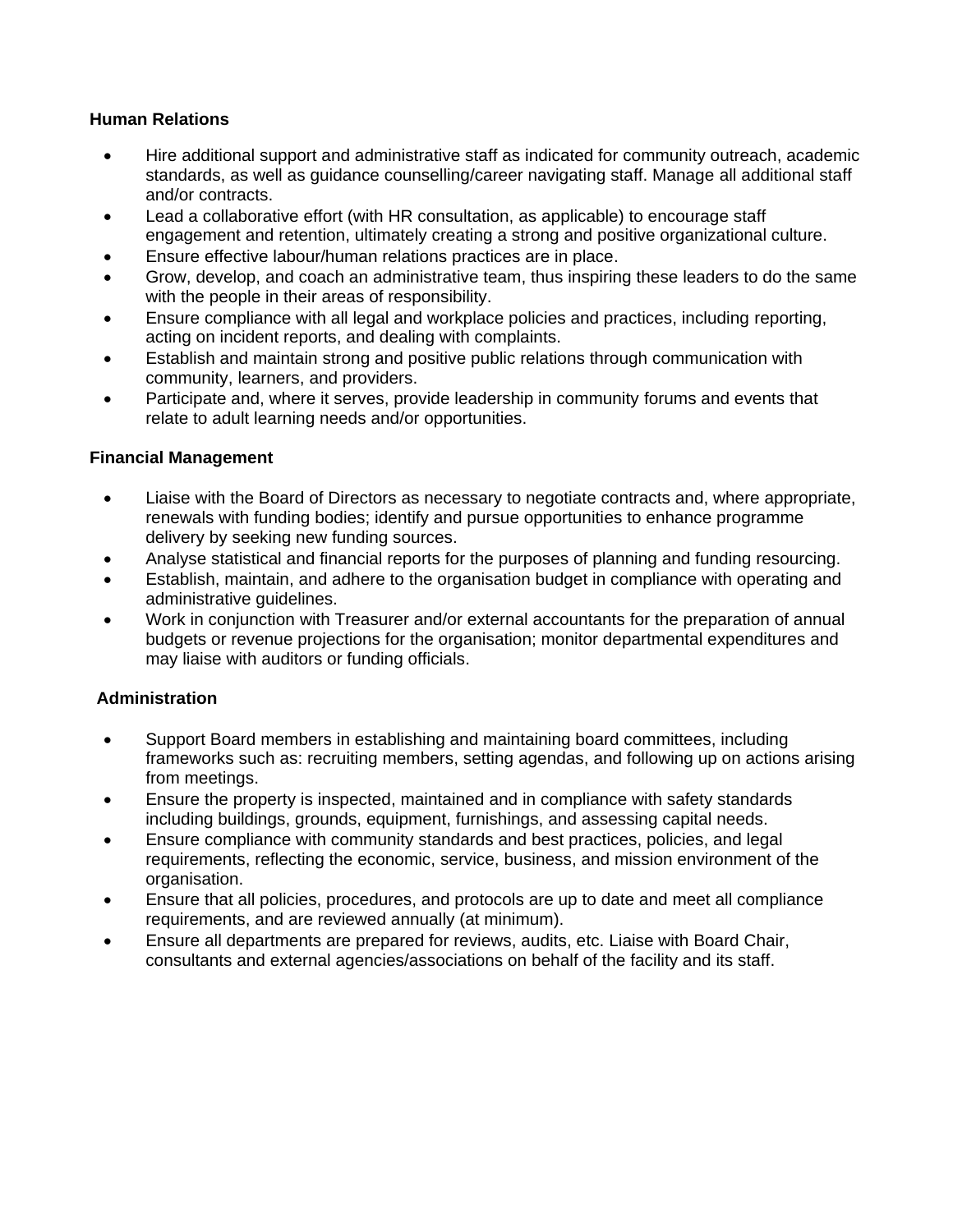**Human Relations**

- Hire additional support and administrative staff as indicated for community outreach, academic standards, as well as guidance counselling/career navigating staff. Manage all additional staff and/or contracts.
- Lead a collaborative effort (with HR consultation, as applicable) to encourage staff engagement and retention, ultimately creating a strong and positive organizational culture.
- Ensure effective labour/human relations practices are in place.
- Grow, develop, and coach an administrative team, thus inspiring these leaders to do the same with the people in their areas of responsibility.
- Ensure compliance with all legal and workplace policies and practices, including reporting, acting on incident reports, and dealing with complaints.
- Establish and maintain strong and positive public relations through communication with community, learners, and providers.
- Participate and, where it serves, provide leadership in community forums and events that relate to adult learning needs and/or opportunities.

**Financial Management**

- Liaise with the Board of Directors as necessary to negotiate contracts and, where appropriate, renewals with funding bodies; identify and pursue opportunities to enhance programme delivery by seeking new funding sources.
- Analyse statistical and financial reports for the purposes of planning and funding resourcing.
- Establish, maintain, and adhere to the organisation budget in compliance with operating and administrative guidelines.
- Work in conjunction with Treasurer and/or external accountants for the preparation of annual budgets or revenue projections for the organisation; monitor departmental expenditures and may liaise with auditors or funding officials.

**Administration**

- Support Board members in establishing and maintaining board committees, including frameworks such as: recruiting members, setting agendas, and following up on actions arising from meetings.
- Ensure the property is inspected, maintained and in compliance with safety standards including buildings, grounds, equipment, furnishings, and assessing capital needs.
- Ensure compliance with community standards and best practices, policies, and legal requirements, reflecting the economic, service, business, and mission environment of the organisation.
- Ensure that all policies, procedures, and protocols are up to date and meet all compliance requirements, and are reviewed annually (at minimum).
- Ensure all departments are prepared for reviews, audits, etc. Liaise with Board Chair, consultants and external agencies/associations on behalf of the facility and its staff.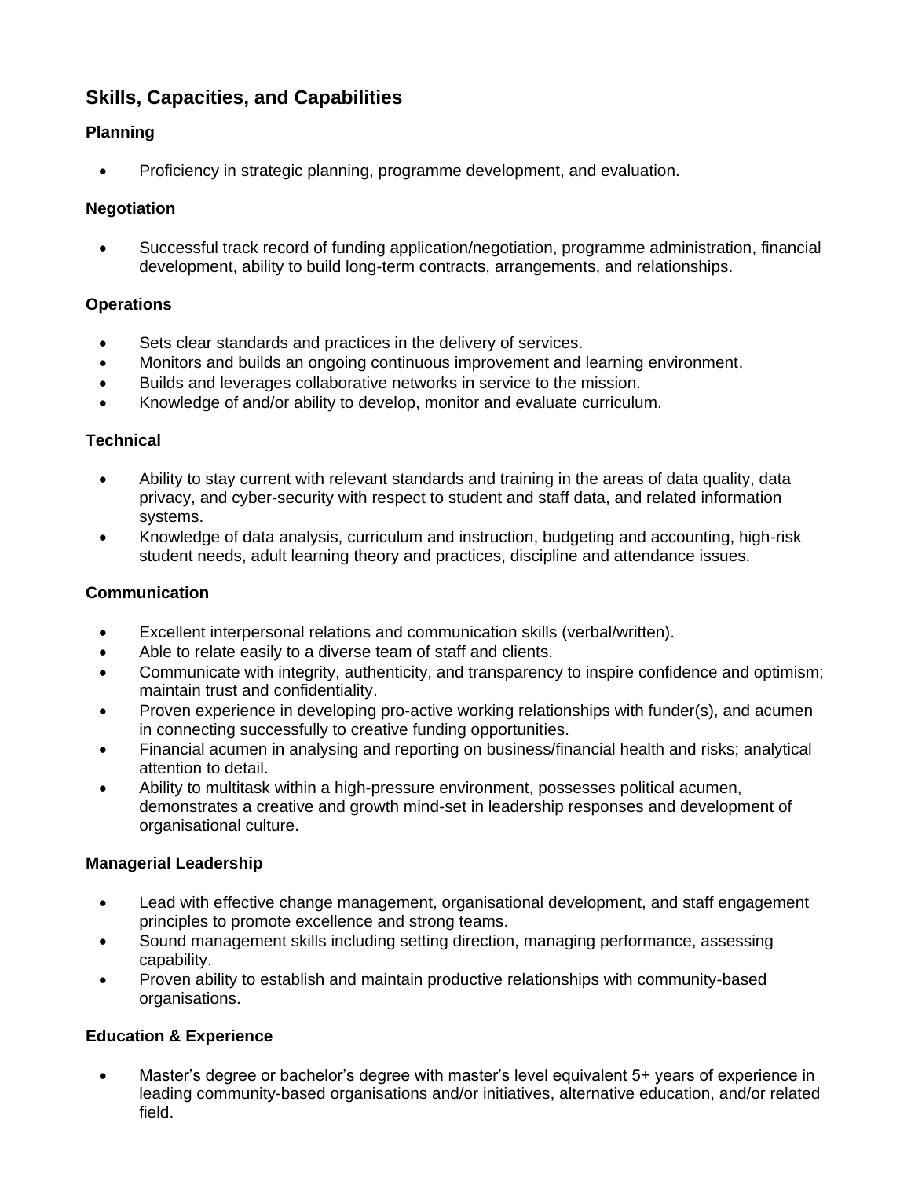## Skills, Capacities, and Capabilities

### Planning

- Proficiency in strategic planning, programme development, and evaluation.

### Negotiation

- Successful track record of funding application/negotiation, programme administration, financial development, ability to build long-term contracts, arrangements, and relationships.

### Operations

- Sets clear standards and practices in the delivery of services.
- Monitors and builds an ongoing continuous improvement and learning environment.
- Builds and leverages collaborative networks in service to the mission.
- Knowledge of and/or ability to develop, monitor and evaluate curriculum.

### Technical

- Ability to stay current with relevant standards and training in the areas of data quality, data privacy, and cyber-security with respect to student and staff data, and related information systems.
- Knowledge of data analysis, curriculum and instruction, budgeting and accounting, high-risk student needs, adult learning theory and practices, discipline and attendance issues.

### Communication

- Excellent interpersonal relations and communication skills (verbal/written).
- Able to relate easily to a diverse team of staff and clients.
- Communicate with integrity, authenticity, and transparency to inspire confidence and optimism; maintain trust and confidentiality.
- Proven experience in developing pro-active working relationships with funder(s), and acumen in connecting successfully to creative funding opportunities.
- Financial acumen in analysing and reporting on business/financial health and risks; analytical attention to detail.
- Ability to multitask within a high-pressure environment, possesses political acumen, demonstrates a creative and growth mind-set in leadership responses and development of organisational culture.

### Managerial Leadership

- Lead with effective change management, organisational development, and staff engagement principles to promote excellence and strong teams.
- Sound management skills including setting direction, managing performance, assessing capability.
- Proven ability to establish and maintain productive relationships with community-based organisations.

### Education & Experience

- Master's degree or bachelor's degree with master's level equivalent 5+ years of experience in leading community-based organisations and/or initiatives, alternative education, and/or related field.